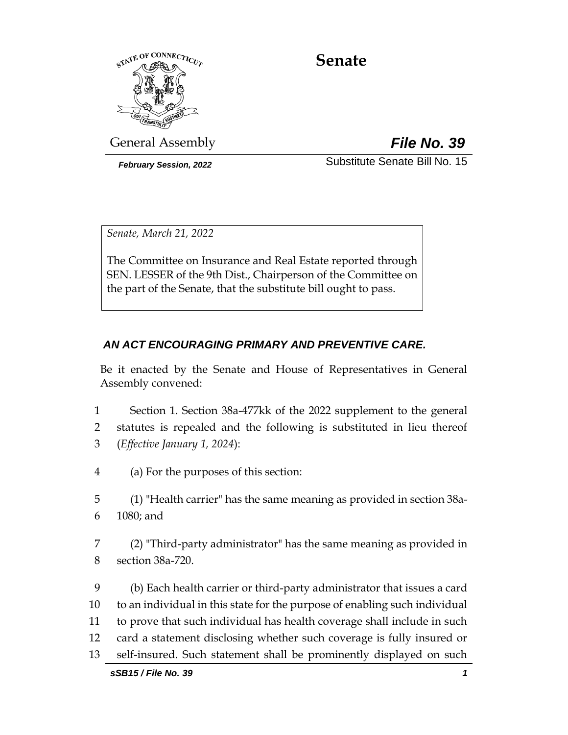# Senate

General Assembly

***File No. 39***

***February Session, 2022***

Substitute Senate Bill No. 15

*Senate, March 21, 2022*

The Committee on Insurance and Real Estate reported through SEN. LESSER of the 9th Dist., Chairperson of the Committee on the part of the Senate, that the substitute bill ought to pass.

## *AN ACT ENCOURAGING PRIMARY AND PREVENTIVE CARE.*

Be it enacted by the Senate and House of Representatives in General Assembly convened:

1 Section 1. Section 38a-477kk of the 2022 supplement to the general
2 statutes is repealed and the following is substituted in lieu thereof
3 (*Effective January 1, 2024*):

4 (a) For the purposes of this section:

5 (1) "Health carrier" has the same meaning as provided in section 38a-
6 1080; and

7 (2) "Third-party administrator" has the same meaning as provided in
8 section 38a-720.

9 (b) Each health carrier or third-party administrator that issues a card
10 to an individual in this state for the purpose of enabling such individual
11 to prove that such individual has health coverage shall include in such
12 card a statement disclosing whether such coverage is fully insured or
13 self-insured. Such statement shall be prominently displayed on such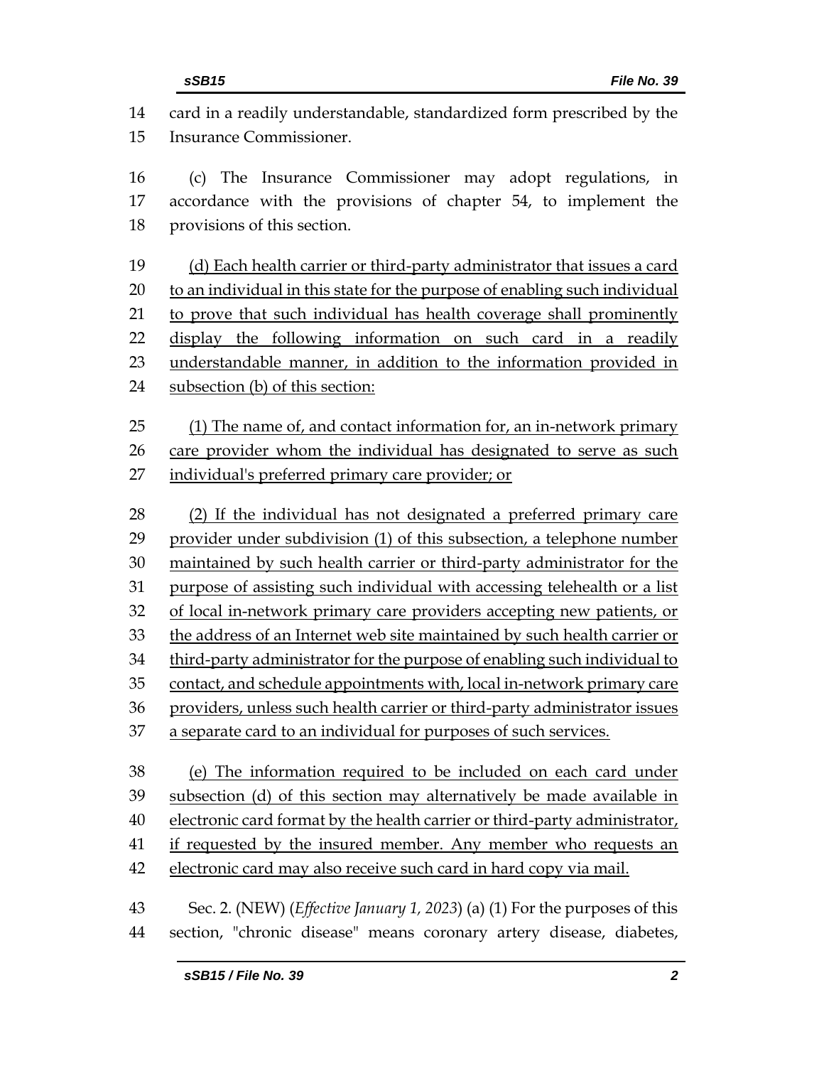card in a readily understandable, standardized form prescribed by the Insurance Commissioner.

(c) The Insurance Commissioner may adopt regulations, in accordance with the provisions of chapter 54, to implement the provisions of this section.

<u>(d) Each health carrier or third-party administrator that issues a card to an individual in this state for the purpose of enabling such individual to prove that such individual has health coverage shall prominently display the following information on such card in a readily understandable manner, in addition to the information provided in subsection (b) of this section:</u>

<u>(1) The name of, and contact information for, an in-network primary care provider whom the individual has designated to serve as such individual's preferred primary care provider; or</u>

<u>(2) If the individual has not designated a preferred primary care provider under subdivision (1) of this subsection, a telephone number maintained by such health carrier or third-party administrator for the purpose of assisting such individual with accessing telehealth or a list of local in-network primary care providers accepting new patients, or the address of an Internet web site maintained by such health carrier or third-party administrator for the purpose of enabling such individual to contact, and schedule appointments with, local in-network primary care providers, unless such health carrier or third-party administrator issues a separate card to an individual for purposes of such services.</u>

<u>(e) The information required to be included on each card under subsection (d) of this section may alternatively be made available in electronic card format by the health carrier or third-party administrator, if requested by the insured member. Any member who requests an electronic card may also receive such card in hard copy via mail.</u>

Sec. 2. (NEW) (*Effective January 1, 2023*) (a) (1) For the purposes of this section, "chronic disease" means coronary artery disease, diabetes,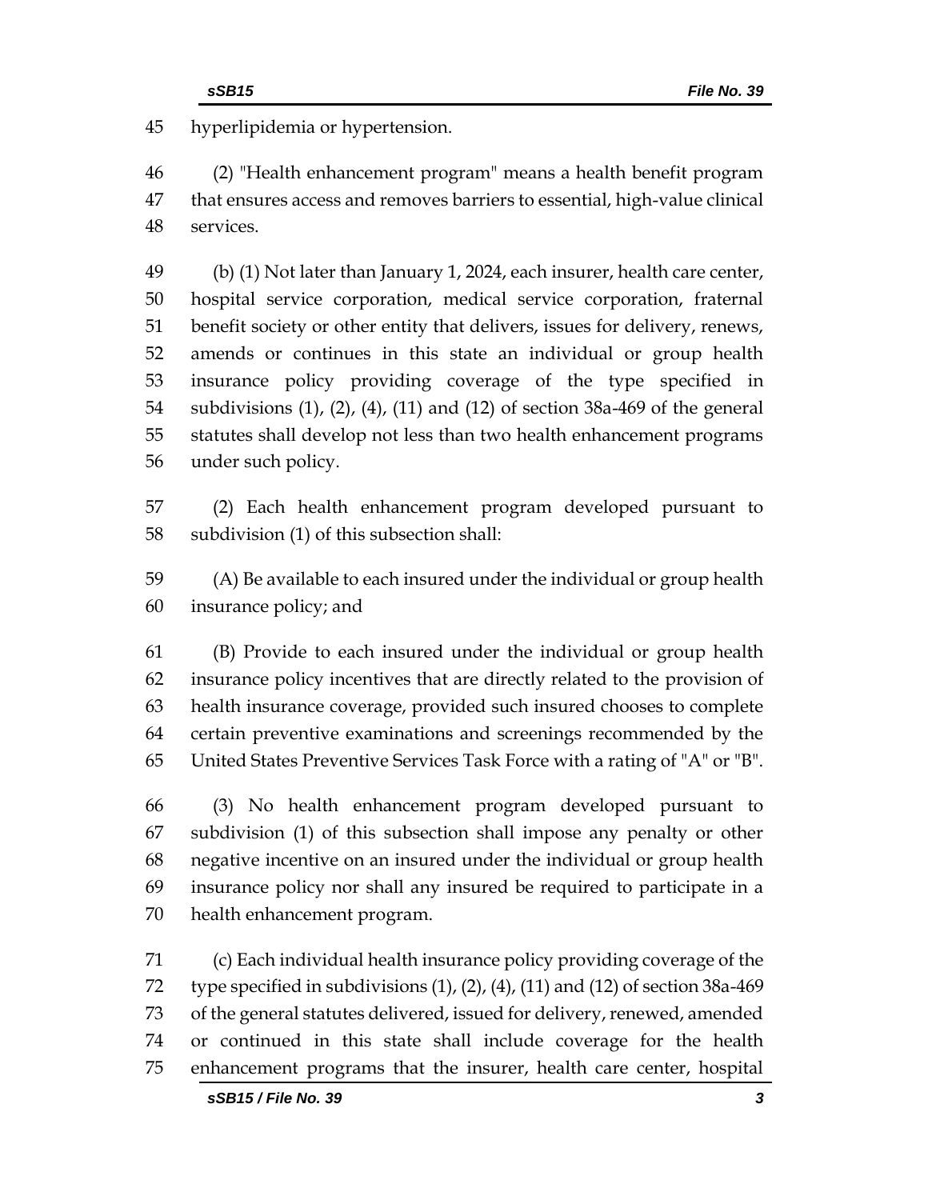hyperlipidemia or hypertension.

(2) "Health enhancement program" means a health benefit program that ensures access and removes barriers to essential, high-value clinical services.

(b) (1) Not later than January 1, 2024, each insurer, health care center, hospital service corporation, medical service corporation, fraternal benefit society or other entity that delivers, issues for delivery, renews, amends or continues in this state an individual or group health insurance policy providing coverage of the type specified in subdivisions (1), (2), (4), (11) and (12) of section 38a-469 of the general statutes shall develop not less than two health enhancement programs under such policy.

(2) Each health enhancement program developed pursuant to subdivision (1) of this subsection shall:

(A) Be available to each insured under the individual or group health insurance policy; and

(B) Provide to each insured under the individual or group health insurance policy incentives that are directly related to the provision of health insurance coverage, provided such insured chooses to complete certain preventive examinations and screenings recommended by the United States Preventive Services Task Force with a rating of "A" or "B".

(3) No health enhancement program developed pursuant to subdivision (1) of this subsection shall impose any penalty or other negative incentive on an insured under the individual or group health insurance policy nor shall any insured be required to participate in a health enhancement program.

(c) Each individual health insurance policy providing coverage of the type specified in subdivisions (1), (2), (4), (11) and (12) of section 38a-469 of the general statutes delivered, issued for delivery, renewed, amended or continued in this state shall include coverage for the health enhancement programs that the insurer, health care center, hospital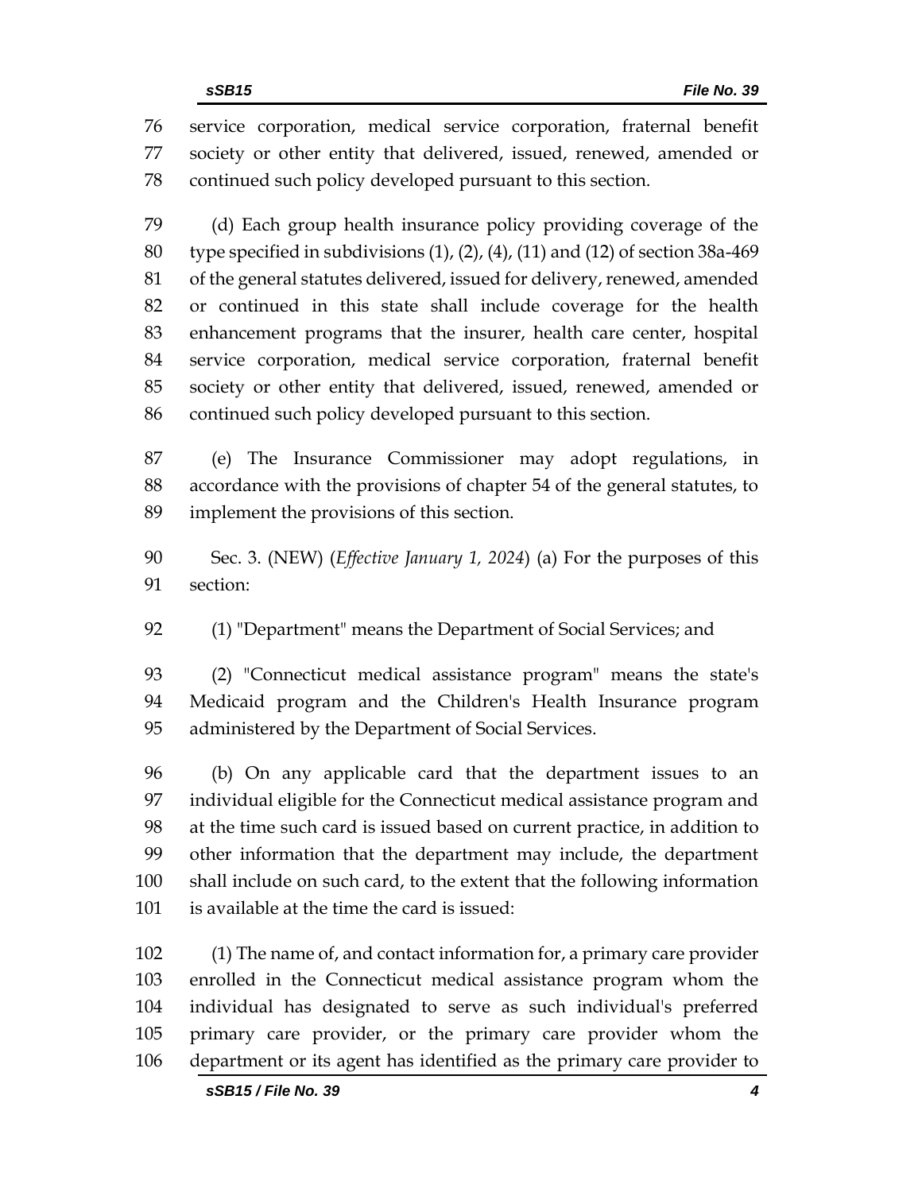service corporation, medical service corporation, fraternal benefit society or other entity that delivered, issued, renewed, amended or continued such policy developed pursuant to this section.

(d) Each group health insurance policy providing coverage of the type specified in subdivisions (1), (2), (4), (11) and (12) of section 38a-469 of the general statutes delivered, issued for delivery, renewed, amended or continued in this state shall include coverage for the health enhancement programs that the insurer, health care center, hospital service corporation, medical service corporation, fraternal benefit society or other entity that delivered, issued, renewed, amended or continued such policy developed pursuant to this section.

(e) The Insurance Commissioner may adopt regulations, in accordance with the provisions of chapter 54 of the general statutes, to implement the provisions of this section.

Sec. 3. (NEW) (*Effective January 1, 2024*) (a) For the purposes of this section:

(1) "Department" means the Department of Social Services; and

(2) "Connecticut medical assistance program" means the state's Medicaid program and the Children's Health Insurance program administered by the Department of Social Services.

(b) On any applicable card that the department issues to an individual eligible for the Connecticut medical assistance program and at the time such card is issued based on current practice, in addition to other information that the department may include, the department shall include on such card, to the extent that the following information is available at the time the card is issued:

(1) The name of, and contact information for, a primary care provider enrolled in the Connecticut medical assistance program whom the individual has designated to serve as such individual's preferred primary care provider, or the primary care provider whom the department or its agent has identified as the primary care provider to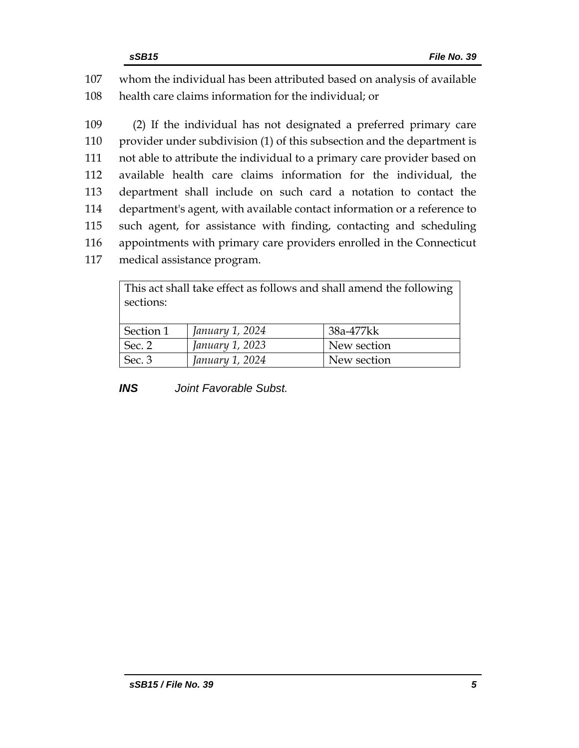107 whom the individual has been attributed based on analysis of available
108 health care claims information for the individual; or

109 (2) If the individual has not designated a preferred primary care
110 provider under subdivision (1) of this subsection and the department is
111 not able to attribute the individual to a primary care provider based on
112 available health care claims information for the individual, the
113 department shall include on such card a notation to contact the
114 department's agent, with available contact information or a reference to
115 such agent, for assistance with finding, contacting and scheduling
116 appointments with primary care providers enrolled in the Connecticut
117 medical assistance program.

| This act shall take effect as follows and shall amend the following sections: | | |
|---|---|---|
| Section 1 | *January 1, 2024* | 38a-477kk |
| Sec. 2 | *January 1, 2023* | New section |
| Sec. 3 | *January 1, 2024* | New section |

***INS*** *Joint Favorable Subst.*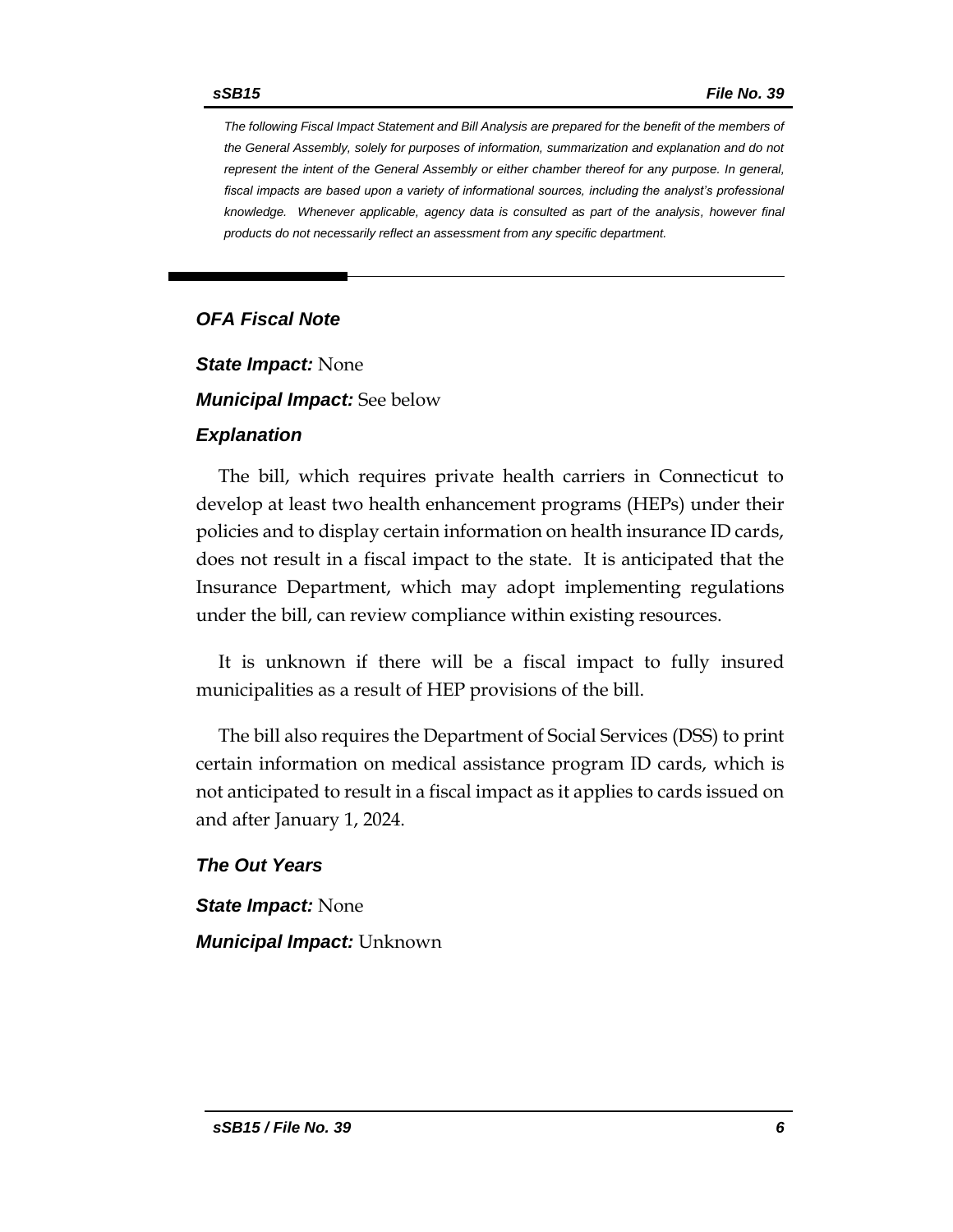*The following Fiscal Impact Statement and Bill Analysis are prepared for the benefit of the members of the General Assembly, solely for purposes of information, summarization and explanation and do not represent the intent of the General Assembly or either chamber thereof for any purpose. In general, fiscal impacts are based upon a variety of informational sources, including the analyst's professional knowledge. Whenever applicable, agency data is consulted as part of the analysis, however final products do not necessarily reflect an assessment from any specific department.*

---

### *OFA Fiscal Note*

***State Impact:*** None

***Municipal Impact:*** See below

### *Explanation*

The bill, which requires private health carriers in Connecticut to develop at least two health enhancement programs (HEPs) under their policies and to display certain information on health insurance ID cards, does not result in a fiscal impact to the state. It is anticipated that the Insurance Department, which may adopt implementing regulations under the bill, can review compliance within existing resources.

It is unknown if there will be a fiscal impact to fully insured municipalities as a result of HEP provisions of the bill.

The bill also requires the Department of Social Services (DSS) to print certain information on medical assistance program ID cards, which is not anticipated to result in a fiscal impact as it applies to cards issued on and after January 1, 2024.

### *The Out Years*

***State Impact:*** None

***Municipal Impact:*** Unknown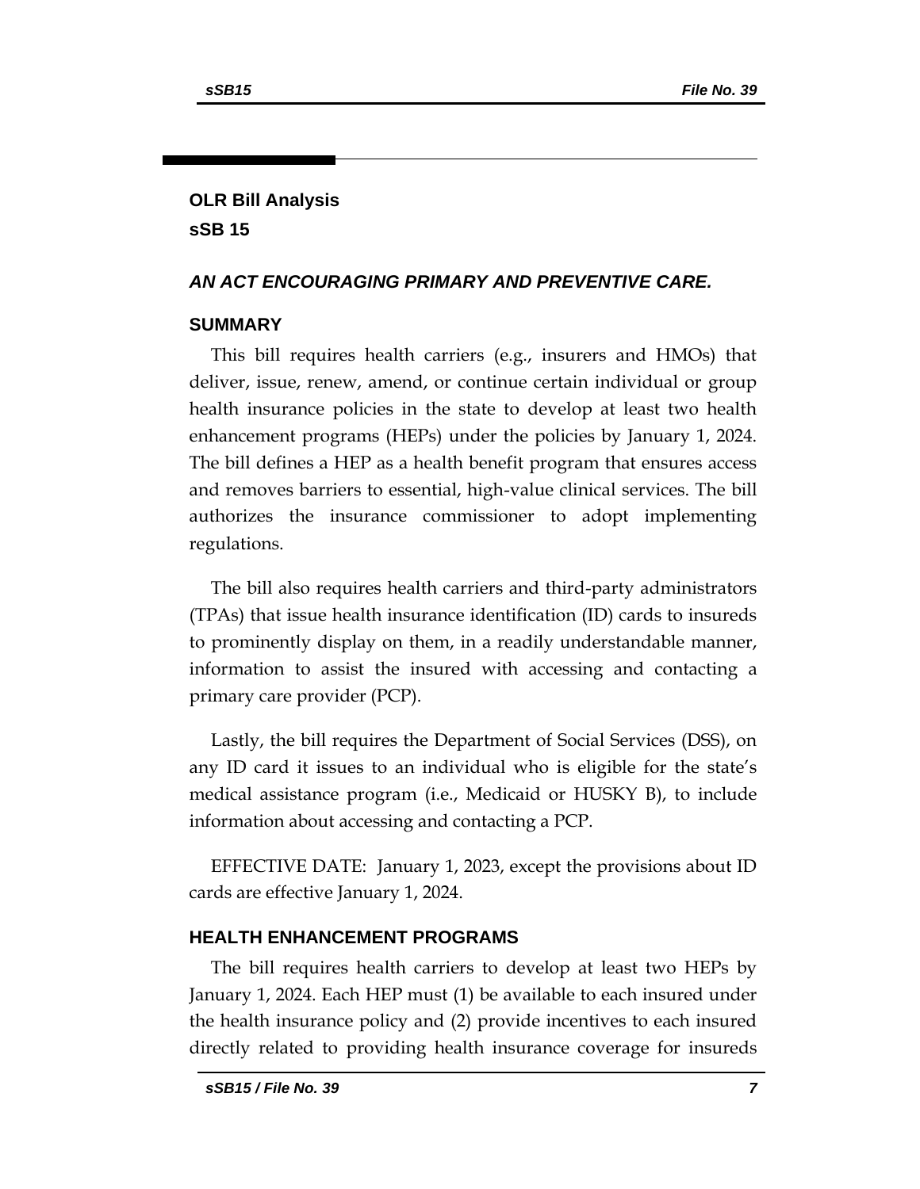## OLR Bill Analysis
## sSB 15

### *AN ACT ENCOURAGING PRIMARY AND PREVENTIVE CARE.*

### SUMMARY

This bill requires health carriers (e.g., insurers and HMOs) that deliver, issue, renew, amend, or continue certain individual or group health insurance policies in the state to develop at least two health enhancement programs (HEPs) under the policies by January 1, 2024. The bill defines a HEP as a health benefit program that ensures access and removes barriers to essential, high-value clinical services. The bill authorizes the insurance commissioner to adopt implementing regulations.

The bill also requires health carriers and third-party administrators (TPAs) that issue health insurance identification (ID) cards to insureds to prominently display on them, in a readily understandable manner, information to assist the insured with accessing and contacting a primary care provider (PCP).

Lastly, the bill requires the Department of Social Services (DSS), on any ID card it issues to an individual who is eligible for the state's medical assistance program (i.e., Medicaid or HUSKY B), to include information about accessing and contacting a PCP.

EFFECTIVE DATE: January 1, 2023, except the provisions about ID cards are effective January 1, 2024.

### HEALTH ENHANCEMENT PROGRAMS

The bill requires health carriers to develop at least two HEPs by January 1, 2024. Each HEP must (1) be available to each insured under the health insurance policy and (2) provide incentives to each insured directly related to providing health insurance coverage for insureds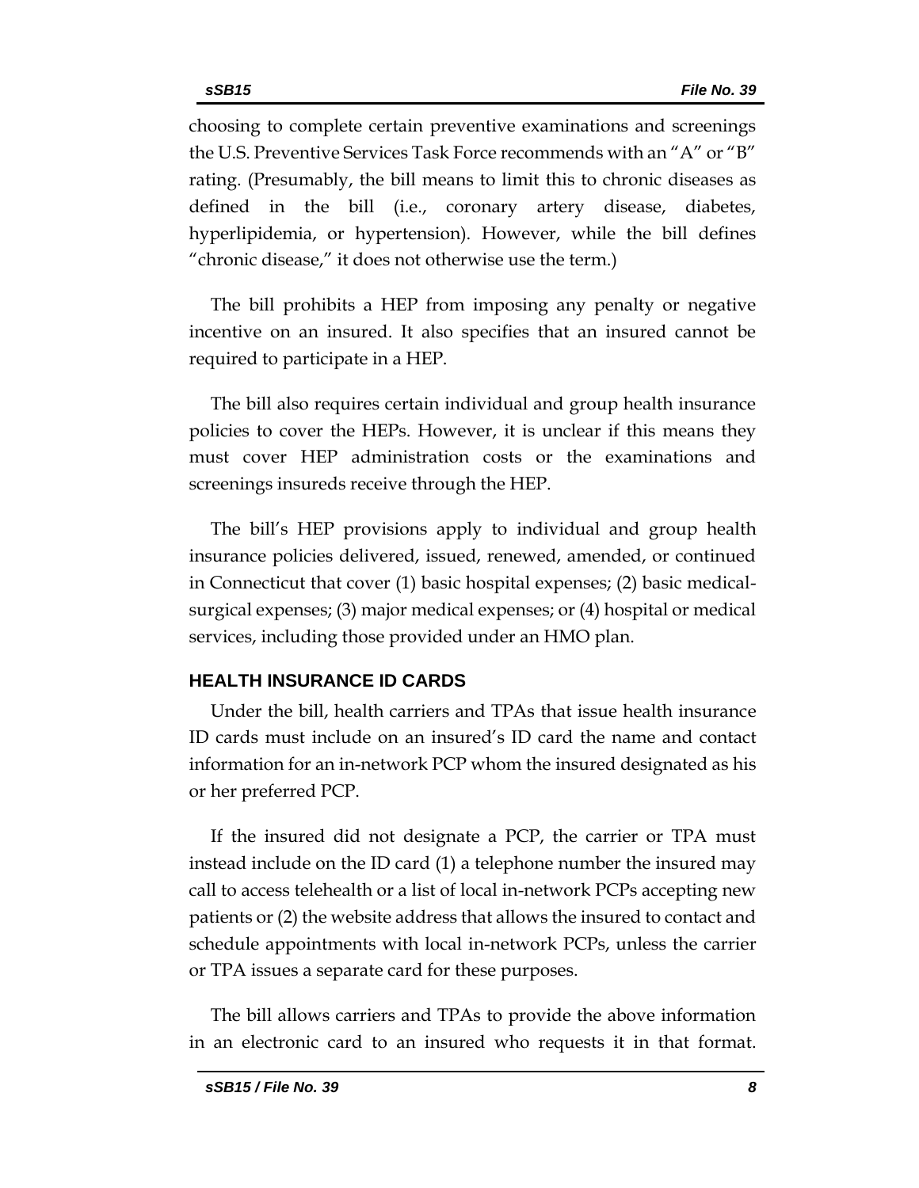choosing to complete certain preventive examinations and screenings the U.S. Preventive Services Task Force recommends with an "A" or "B" rating. (Presumably, the bill means to limit this to chronic diseases as defined in the bill (i.e., coronary artery disease, diabetes, hyperlipidemia, or hypertension). However, while the bill defines "chronic disease," it does not otherwise use the term.)

The bill prohibits a HEP from imposing any penalty or negative incentive on an insured. It also specifies that an insured cannot be required to participate in a HEP.

The bill also requires certain individual and group health insurance policies to cover the HEPs. However, it is unclear if this means they must cover HEP administration costs or the examinations and screenings insureds receive through the HEP.

The bill's HEP provisions apply to individual and group health insurance policies delivered, issued, renewed, amended, or continued in Connecticut that cover (1) basic hospital expenses; (2) basic medical-surgical expenses; (3) major medical expenses; or (4) hospital or medical services, including those provided under an HMO plan.

## HEALTH INSURANCE ID CARDS

Under the bill, health carriers and TPAs that issue health insurance ID cards must include on an insured's ID card the name and contact information for an in-network PCP whom the insured designated as his or her preferred PCP.

If the insured did not designate a PCP, the carrier or TPA must instead include on the ID card (1) a telephone number the insured may call to access telehealth or a list of local in-network PCPs accepting new patients or (2) the website address that allows the insured to contact and schedule appointments with local in-network PCPs, unless the carrier or TPA issues a separate card for these purposes.

The bill allows carriers and TPAs to provide the above information in an electronic card to an insured who requests it in that format.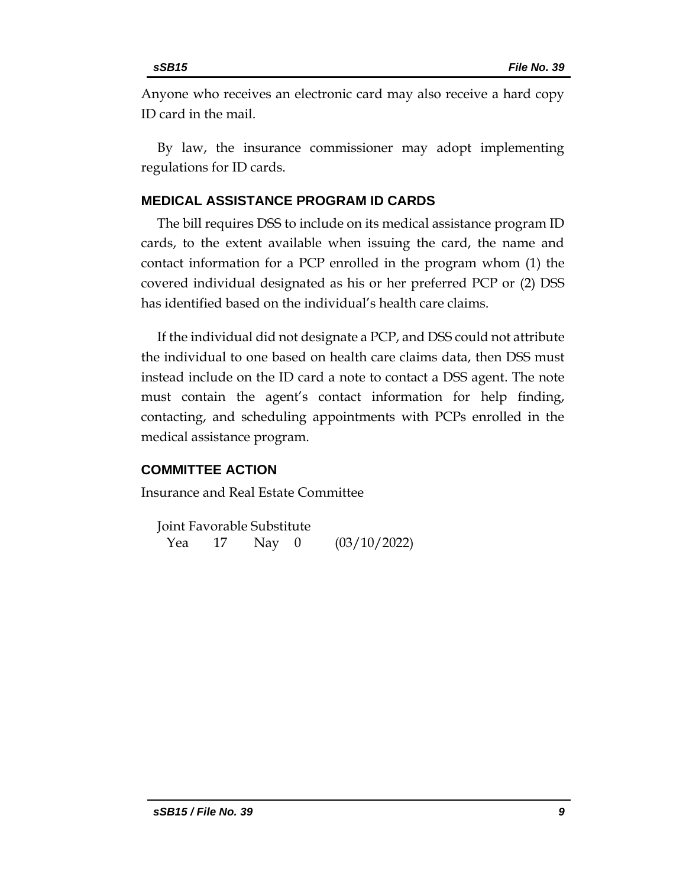Anyone who receives an electronic card may also receive a hard copy ID card in the mail.

By law, the insurance commissioner may adopt implementing regulations for ID cards.

## MEDICAL ASSISTANCE PROGRAM ID CARDS

The bill requires DSS to include on its medical assistance program ID cards, to the extent available when issuing the card, the name and contact information for a PCP enrolled in the program whom (1) the covered individual designated as his or her preferred PCP or (2) DSS has identified based on the individual's health care claims.

If the individual did not designate a PCP, and DSS could not attribute the individual to one based on health care claims data, then DSS must instead include on the ID card a note to contact a DSS agent. The note must contain the agent's contact information for help finding, contacting, and scheduling appointments with PCPs enrolled in the medical assistance program.

## COMMITTEE ACTION

Insurance and Real Estate Committee

Joint Favorable Substitute
Yea 17 Nay 0 (03/10/2022)